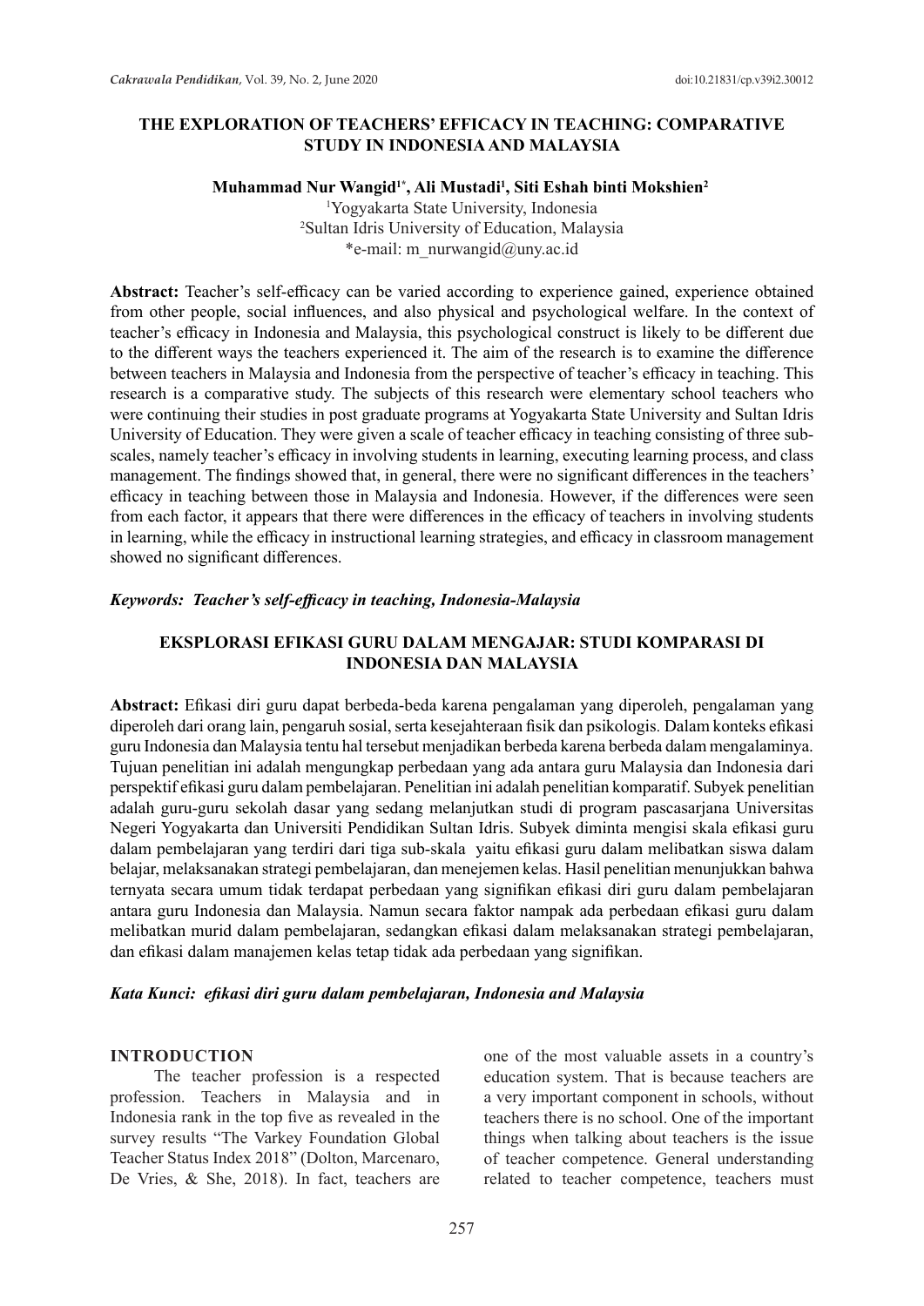# THE EXPLORATION OF TEACHERS' EFFICACY IN TEACHING: COMPARATIVE STUDY IN INDONESIA AND MALAYSIA

**Muhammad Nur Wangid[1*], Ali Mustadi[1], Siti Eshah binti Mokshien[2]**

[1]Yogyakarta State University, Indonesia
[2]Sultan Idris University of Education, Malaysia
*e-mail: m_nurwangid@uny.ac.id

**Abstract:** Teacher's self-efficacy can be varied according to experience gained, experience obtained from other people, social influences, and also physical and psychological welfare. In the context of teacher's efficacy in Indonesia and Malaysia, this psychological construct is likely to be different due to the different ways the teachers experienced it. The aim of the research is to examine the difference between teachers in Malaysia and Indonesia from the perspective of teacher's efficacy in teaching. This research is a comparative study. The subjects of this research were elementary school teachers who were continuing their studies in post graduate programs at Yogyakarta State University and Sultan Idris University of Education. They were given a scale of teacher efficacy in teaching consisting of three sub-scales, namely teacher's efficacy in involving students in learning, executing learning process, and class management. The findings showed that, in general, there were no significant differences in the teachers' efficacy in teaching between those in Malaysia and Indonesia. However, if the differences were seen from each factor, it appears that there were differences in the efficacy of teachers in involving students in learning, while the efficacy in instructional learning strategies, and efficacy in classroom management showed no significant differences.

***Keywords:* *Teacher's self-efficacy in teaching, Indonesia-Malaysia***

# EKSPLORASI EFIKASI GURU DALAM MENGAJAR: STUDI KOMPARASI DI INDONESIA DAN MALAYSIA

**Abstract:** Efikasi diri guru dapat berbeda-beda karena pengalaman yang diperoleh, pengalaman yang diperoleh dari orang lain, pengaruh sosial, serta kesejahteraan fisik dan psikologis. Dalam konteks efikasi guru Indonesia dan Malaysia tentu hal tersebut menjadikan berbeda karena berbeda dalam mengalaminya. Tujuan penelitian ini adalah mengungkap perbedaan yang ada antara guru Malaysia dan Indonesia dari perspektif efikasi guru dalam pembelajaran. Penelitian ini adalah penelitian komparatif. Subyek penelitian adalah guru-guru sekolah dasar yang sedang melanjutkan studi di program pascasarjana Universitas Negeri Yogyakarta dan Universiti Pendidikan Sultan Idris. Subyek diminta mengisi skala efikasi guru dalam pembelajaran yang terdiri dari tiga sub-skala yaitu efikasi guru dalam melibatkan siswa dalam belajar, melaksanakan strategi pembelajaran, dan menejemen kelas. Hasil penelitian menunjukkan bahwa ternyata secara umum tidak terdapat perbedaan yang signifikan efikasi diri guru dalam pembelajaran antara guru Indonesia dan Malaysia. Namun secara faktor nampak ada perbedaan efikasi guru dalam melibatkan murid dalam pembelajaran, sedangkan efikasi dalam melaksanakan strategi pembelajaran, dan efikasi dalam manajemen kelas tetap tidak ada perbedaan yang signifikan.

***Kata Kunci:* *efikasi diri guru dalam pembelajaran, Indonesia and Malaysia***

## INTRODUCTION

The teacher profession is a respected profession. Teachers in Malaysia and in Indonesia rank in the top five as revealed in the survey results "The Varkey Foundation Global Teacher Status Index 2018" (Dolton, Marcenaro, De Vries, & She, 2018). In fact, teachers are one of the most valuable assets in a country's education system. That is because teachers are a very important component in schools, without teachers there is no school. One of the important things when talking about teachers is the issue of teacher competence. General understanding related to teacher competence, teachers must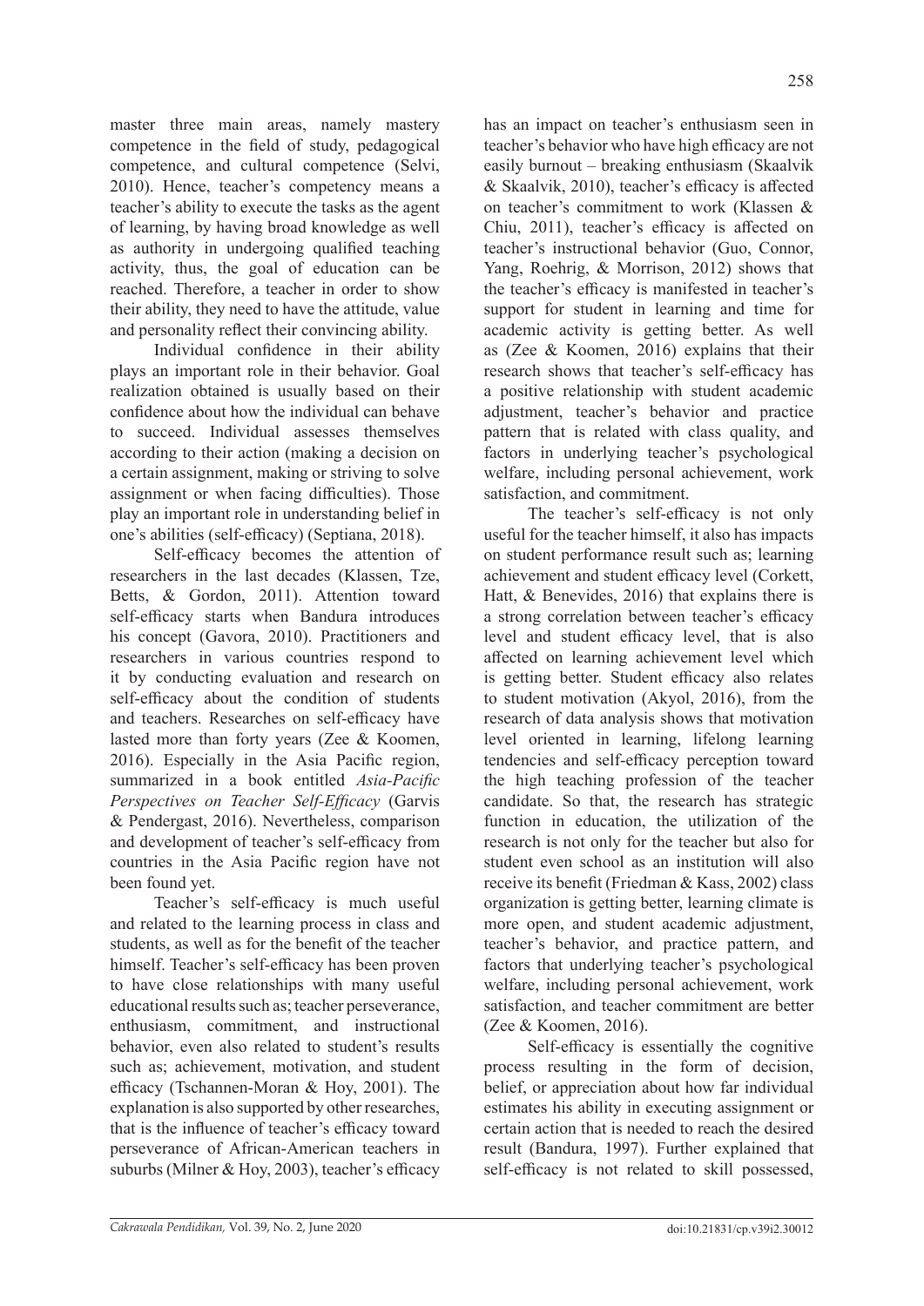master three main areas, namely mastery competence in the field of study, pedagogical competence, and cultural competence (Selvi, 2010). Hence, teacher's competency means a teacher's ability to execute the tasks as the agent of learning, by having broad knowledge as well as authority in undergoing qualified teaching activity, thus, the goal of education can be reached. Therefore, a teacher in order to show their ability, they need to have the attitude, value and personality reflect their convincing ability.

Individual confidence in their ability plays an important role in their behavior. Goal realization obtained is usually based on their confidence about how the individual can behave to succeed. Individual assesses themselves according to their action (making a decision on a certain assignment, making or striving to solve assignment or when facing difficulties). Those play an important role in understanding belief in one's abilities (self-efficacy) (Septiana, 2018).

Self-efficacy becomes the attention of researchers in the last decades (Klassen, Tze, Betts, & Gordon, 2011). Attention toward self-efficacy starts when Bandura introduces his concept (Gavora, 2010). Practitioners and researchers in various countries respond to it by conducting evaluation and research on self-efficacy about the condition of students and teachers. Researches on self-efficacy have lasted more than forty years (Zee & Koomen, 2016). Especially in the Asia Pacific region, summarized in a book entitled *Asia-Pacific Perspectives on Teacher Self-Efficacy* (Garvis & Pendergast, 2016). Nevertheless, comparison and development of teacher's self-efficacy from countries in the Asia Pacific region have not been found yet.

Teacher's self-efficacy is much useful and related to the learning process in class and students, as well as for the benefit of the teacher himself. Teacher's self-efficacy has been proven to have close relationships with many useful educational results such as; teacher perseverance, enthusiasm, commitment, and instructional behavior, even also related to student's results such as; achievement, motivation, and student efficacy (Tschannen-Moran & Hoy, 2001). The explanation is also supported by other researches, that is the influence of teacher's efficacy toward perseverance of African-American teachers in suburbs (Milner & Hoy, 2003), teacher's efficacy has an impact on teacher's enthusiasm seen in teacher's behavior who have high efficacy are not easily burnout – breaking enthusiasm (Skaalvik & Skaalvik, 2010), teacher's efficacy is affected on teacher's commitment to work (Klassen & Chiu, 2011), teacher's efficacy is affected on teacher's instructional behavior (Guo, Connor, Yang, Roehrig, & Morrison, 2012) shows that the teacher's efficacy is manifested in teacher's support for student in learning and time for academic activity is getting better. As well as (Zee & Koomen, 2016) explains that their research shows that teacher's self-efficacy has a positive relationship with student academic adjustment, teacher's behavior and practice pattern that is related with class quality, and factors in underlying teacher's psychological welfare, including personal achievement, work satisfaction, and commitment.

The teacher's self-efficacy is not only useful for the teacher himself, it also has impacts on student performance result such as; learning achievement and student efficacy level (Corkett, Hatt, & Benevides, 2016) that explains there is a strong correlation between teacher's efficacy level and student efficacy level, that is also affected on learning achievement level which is getting better. Student efficacy also relates to student motivation (Akyol, 2016), from the research of data analysis shows that motivation level oriented in learning, lifelong learning tendencies and self-efficacy perception toward the high teaching profession of the teacher candidate. So that, the research has strategic function in education, the utilization of the research is not only for the teacher but also for student even school as an institution will also receive its benefit (Friedman & Kass, 2002) class organization is getting better, learning climate is more open, and student academic adjustment, teacher's behavior, and practice pattern, and factors that underlying teacher's psychological welfare, including personal achievement, work satisfaction, and teacher commitment are better (Zee & Koomen, 2016).

Self-efficacy is essentially the cognitive process resulting in the form of decision, belief, or appreciation about how far individual estimates his ability in executing assignment or certain action that is needed to reach the desired result (Bandura, 1997). Further explained that self-efficacy is not related to skill possessed,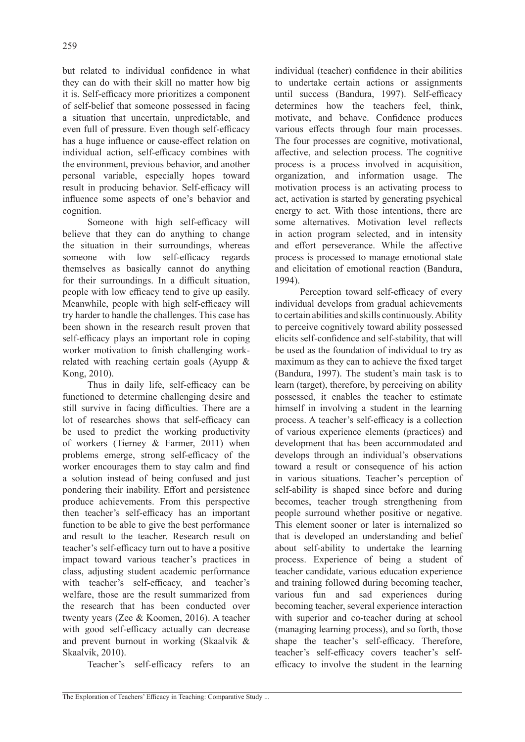but related to individual confidence in what they can do with their skill no matter how big it is. Self-efficacy more prioritizes a component of self-belief that someone possessed in facing a situation that uncertain, unpredictable, and even full of pressure. Even though self-efficacy has a huge influence or cause-effect relation on individual action, self-efficacy combines with the environment, previous behavior, and another personal variable, especially hopes toward result in producing behavior. Self-efficacy will influence some aspects of one's behavior and cognition.

Someone with high self-efficacy will believe that they can do anything to change the situation in their surroundings, whereas someone with low self-efficacy regards themselves as basically cannot do anything for their surroundings. In a difficult situation, people with low efficacy tend to give up easily. Meanwhile, people with high self-efficacy will try harder to handle the challenges. This case has been shown in the research result proven that self-efficacy plays an important role in coping worker motivation to finish challenging work-related with reaching certain goals (Ayupp & Kong, 2010).

Thus in daily life, self-efficacy can be functioned to determine challenging desire and still survive in facing difficulties. There are a lot of researches shows that self-efficacy can be used to predict the working productivity of workers (Tierney & Farmer, 2011) when problems emerge, strong self-efficacy of the worker encourages them to stay calm and find a solution instead of being confused and just pondering their inability. Effort and persistence produce achievements. From this perspective then teacher's self-efficacy has an important function to be able to give the best performance and result to the teacher. Research result on teacher's self-efficacy turn out to have a positive impact toward various teacher's practices in class, adjusting student academic performance with teacher's self-efficacy, and teacher's welfare, those are the result summarized from the research that has been conducted over twenty years (Zee & Koomen, 2016). A teacher with good self-efficacy actually can decrease and prevent burnout in working (Skaalvik & Skaalvik, 2010).

Teacher's self-efficacy refers to an individual (teacher) confidence in their abilities to undertake certain actions or assignments until success (Bandura, 1997). Self-efficacy determines how the teachers feel, think, motivate, and behave. Confidence produces various effects through four main processes. The four processes are cognitive, motivational, affective, and selection process. The cognitive process is a process involved in acquisition, organization, and information usage. The motivation process is an activating process to act, activation is started by generating psychical energy to act. With those intentions, there are some alternatives. Motivation level reflects in action program selected, and in intensity and effort perseverance. While the affective process is processed to manage emotional state and elicitation of emotional reaction (Bandura, 1994).

Perception toward self-efficacy of every individual develops from gradual achievements to certain abilities and skills continuously. Ability to perceive cognitively toward ability possessed elicits self-confidence and self-stability, that will be used as the foundation of individual to try as maximum as they can to achieve the fixed target (Bandura, 1997). The student's main task is to learn (target), therefore, by perceiving on ability possessed, it enables the teacher to estimate himself in involving a student in the learning process. A teacher's self-efficacy is a collection of various experience elements (practices) and development that has been accommodated and develops through an individual's observations toward a result or consequence of his action in various situations. Teacher's perception of self-ability is shaped since before and during becomes, teacher trough strengthening from people surround whether positive or negative. This element sooner or later is internalized so that is developed an understanding and belief about self-ability to undertake the learning process. Experience of being a student of teacher candidate, various education experience and training followed during becoming teacher, various fun and sad experiences during becoming teacher, several experience interaction with superior and co-teacher during at school (managing learning process), and so forth, those shape the teacher's self-efficacy. Therefore, teacher's self-efficacy covers teacher's self-efficacy to involve the student in the learning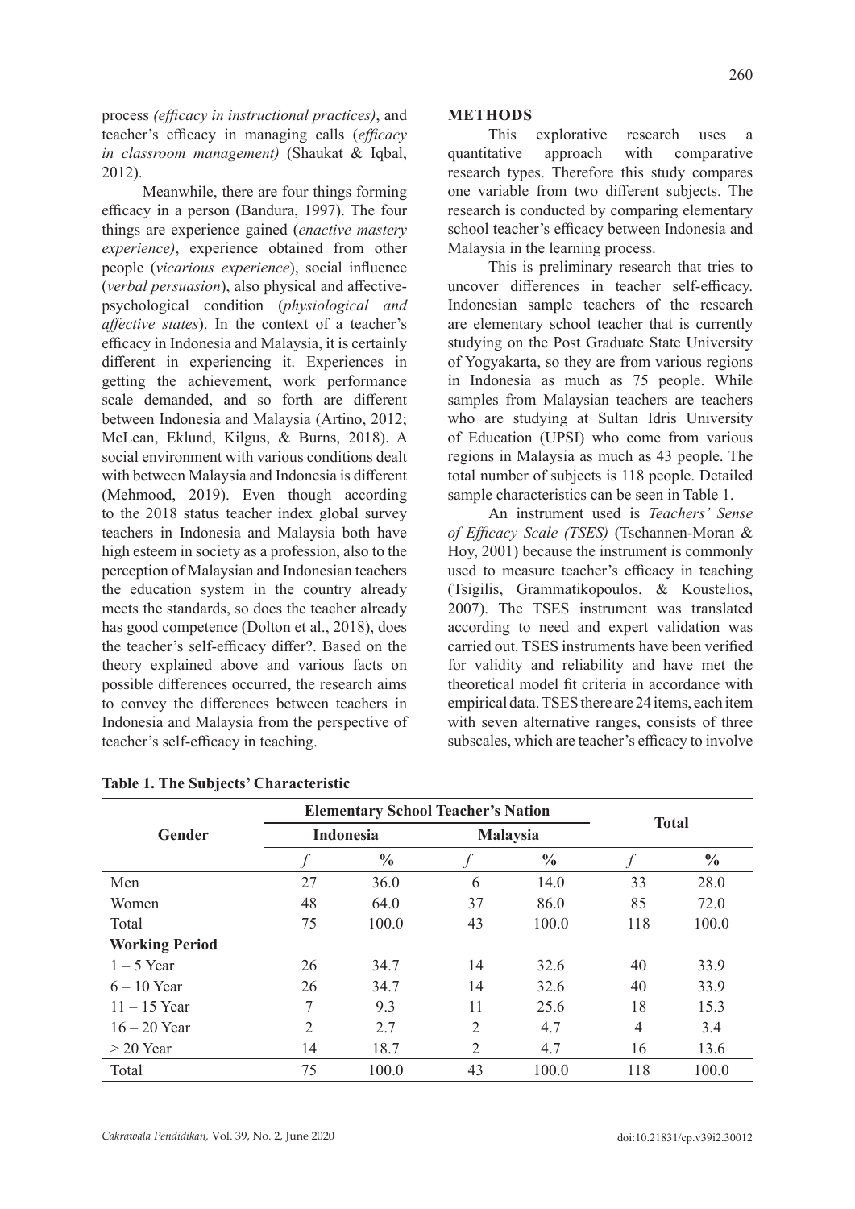process *(efficacy in instructional practices)*, and teacher's efficacy in managing calls (*efficacy in classroom management)* (Shaukat & Iqbal, 2012).

Meanwhile, there are four things forming efficacy in a person (Bandura, 1997). The four things are experience gained (*enactive mastery experience)*, experience obtained from other people (*vicarious experience*), social influence (*verbal persuasion*), also physical and affective-psychological condition (*physiological and affective states*). In the context of a teacher's efficacy in Indonesia and Malaysia, it is certainly different in experiencing it. Experiences in getting the achievement, work performance scale demanded, and so forth are different between Indonesia and Malaysia (Artino, 2012; McLean, Eklund, Kilgus, & Burns, 2018). A social environment with various conditions dealt with between Malaysia and Indonesia is different (Mehmood, 2019). Even though according to the 2018 status teacher index global survey teachers in Indonesia and Malaysia both have high esteem in society as a profession, also to the perception of Malaysian and Indonesian teachers the education system in the country already meets the standards, so does the teacher already has good competence (Dolton et al., 2018), does the teacher's self-efficacy differ?. Based on the theory explained above and various facts on possible differences occurred, the research aims to convey the differences between teachers in Indonesia and Malaysia from the perspective of teacher's self-efficacy in teaching.

## METHODS

This explorative research uses a quantitative approach with comparative research types. Therefore this study compares one variable from two different subjects. The research is conducted by comparing elementary school teacher's efficacy between Indonesia and Malaysia in the learning process.

This is preliminary research that tries to uncover differences in teacher self-efficacy. Indonesian sample teachers of the research are elementary school teacher that is currently studying on the Post Graduate State University of Yogyakarta, so they are from various regions in Indonesia as much as 75 people. While samples from Malaysian teachers are teachers who are studying at Sultan Idris University of Education (UPSI) who come from various regions in Malaysia as much as 43 people. The total number of subjects is 118 people. Detailed sample characteristics can be seen in Table 1.

An instrument used is *Teachers' Sense of Efficacy Scale (TSES)* (Tschannen-Moran & Hoy, 2001) because the instrument is commonly used to measure teacher's efficacy in teaching (Tsigilis, Grammatikopoulos, & Koustelios, 2007). The TSES instrument was translated according to need and expert validation was carried out. TSES instruments have been verified for validity and reliability and have met the theoretical model fit criteria in accordance with empirical data. TSES there are 24 items, each item with seven alternative ranges, consists of three subscales, which are teacher's efficacy to involve

**Table 1. The Subjects' Characteristic**

| Gender | Elementary School Teacher's Nation | | | | Total | |
|---|---|---|---|---|---|---|
| | Indonesia | | Malaysia | | | |
| | *f* | % | *f* | % | *f* | % |
| Men | 27 | 36.0 | 6 | 14.0 | 33 | 28.0 |
| Women | 48 | 64.0 | 37 | 86.0 | 85 | 72.0 |
| Total | 75 | 100.0 | 43 | 100.0 | 118 | 100.0 |
| **Working Period** | | | | | | |
| 1 – 5 Year | 26 | 34.7 | 14 | 32.6 | 40 | 33.9 |
| 6 – 10 Year | 26 | 34.7 | 14 | 32.6 | 40 | 33.9 |
| 11 – 15 Year | 7 | 9.3 | 11 | 25.6 | 18 | 15.3 |
| 16 – 20 Year | 2 | 2.7 | 2 | 4.7 | 4 | 3.4 |
| > 20 Year | 14 | 18.7 | 2 | 4.7 | 16 | 13.6 |
| Total | 75 | 100.0 | 43 | 100.0 | 118 | 100.0 |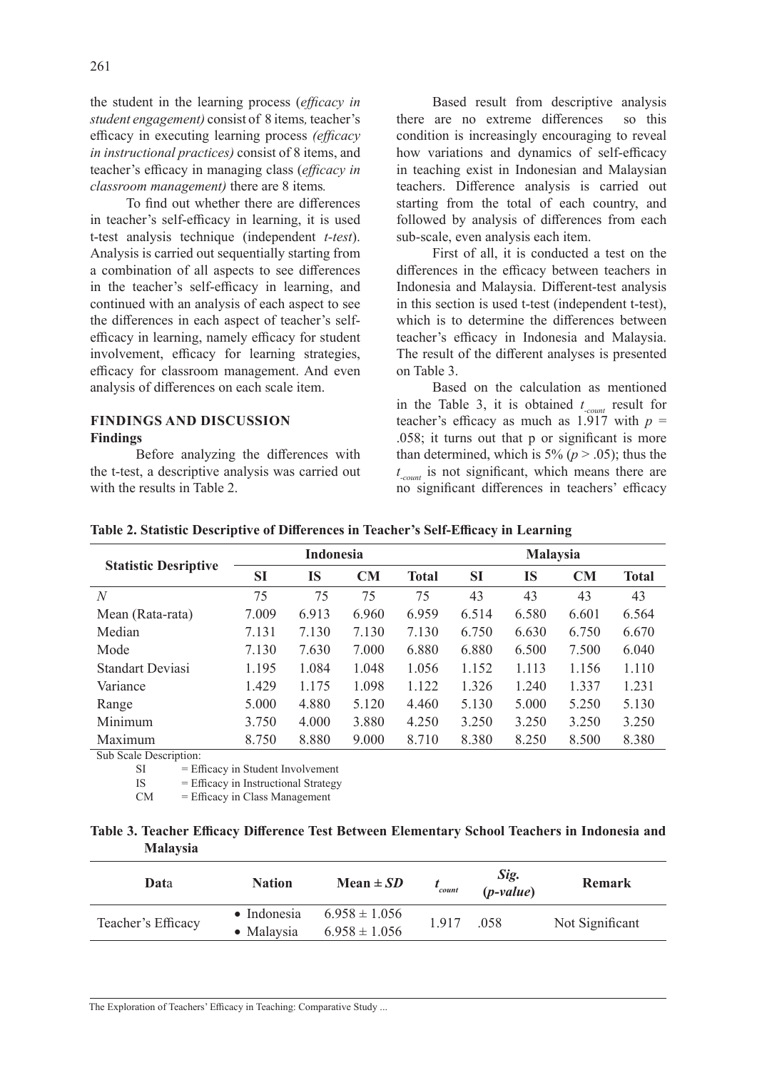the student in the learning process (*efficacy in student engagement)* consist of 8 items*,* teacher's efficacy in executing learning process *(efficacy in instructional practices)* consist of 8 items, and teacher's efficacy in managing class (*efficacy in classroom management)* there are 8 items*.*

To find out whether there are differences in teacher's self-efficacy in learning, it is used t-test analysis technique (independent *t-test*). Analysis is carried out sequentially starting from a combination of all aspects to see differences in the teacher's self-efficacy in learning, and continued with an analysis of each aspect to see the differences in each aspect of teacher's self-efficacy in learning, namely efficacy for student involvement, efficacy for learning strategies, efficacy for classroom management. And even analysis of differences on each scale item.

## FINDINGS AND DISCUSSION

### Findings

Before analyzing the differences with the t-test, a descriptive analysis was carried out with the results in Table 2.

Based result from descriptive analysis there are no extreme differences so this condition is increasingly encouraging to reveal how variations and dynamics of self-efficacy in teaching exist in Indonesian and Malaysian teachers. Difference analysis is carried out starting from the total of each country, and followed by analysis of differences from each sub-scale, even analysis each item.

First of all, it is conducted a test on the differences in the efficacy between teachers in Indonesia and Malaysia. Different-test analysis in this section is used t-test (independent t-test), which is to determine the differences between teacher's efficacy in Indonesia and Malaysia. The result of the different analyses is presented on Table 3.

Based on the calculation as mentioned in the Table 3, it is obtained $t_{-count}$ result for teacher's efficacy as much as 1.917 with $p$ = .058; it turns out that p or significant is more than determined, which is 5% ($p > .05$); thus the $t_{-count}$ is not significant, which means there are no significant differences in teachers' efficacy

**Table 2. Statistic Descriptive of Differences in Teacher's Self-Efficacy in Learning**

| Statistic Desriptive | Indonesia | | | | Malaysia | | | |
|---|---|---|---|---|---|---|---|---|
| | SI | IS | CM | Total | SI | IS | CM | Total |
| *N* | 75 | 75 | 75 | 75 | 43 | 43 | 43 | 43 |
| Mean (Rata-rata) | 7.009 | 6.913 | 6.960 | 6.959 | 6.514 | 6.580 | 6.601 | 6.564 |
| Median | 7.131 | 7.130 | 7.130 | 7.130 | 6.750 | 6.630 | 6.750 | 6.670 |
| Mode | 7.130 | 7.630 | 7.000 | 6.880 | 6.880 | 6.500 | 7.500 | 6.040 |
| Standart Deviasi | 1.195 | 1.084 | 1.048 | 1.056 | 1.152 | 1.113 | 1.156 | 1.110 |
| Variance | 1.429 | 1.175 | 1.098 | 1.122 | 1.326 | 1.240 | 1.337 | 1.231 |
| Range | 5.000 | 4.880 | 5.120 | 4.460 | 5.130 | 5.000 | 5.250 | 5.130 |
| Minimum | 3.750 | 4.000 | 3.880 | 4.250 | 3.250 | 3.250 | 3.250 | 3.250 |
| Maximum | 8.750 | 8.880 | 9.000 | 8.710 | 8.380 | 8.250 | 8.500 | 8.380 |

Sub Scale Description:
SI = Efficacy in Student Involvement
IS = Efficacy in Instructional Strategy
CM = Efficacy in Class Management

**Table 3. Teacher Efficacy Difference Test Between Elementary School Teachers in Indonesia and Malaysia**

| Data | Nation | Mean ± *SD* | $t_{count}$ | *Sig.* (*p-value*) | Remark |
|---|---|---|---|---|---|
| Teacher's Efficacy | • Indonesia<br>• Malaysia | 6.958 ± 1.056<br>6.958 ± 1.056 | 1.917 | .058 | Not Significant |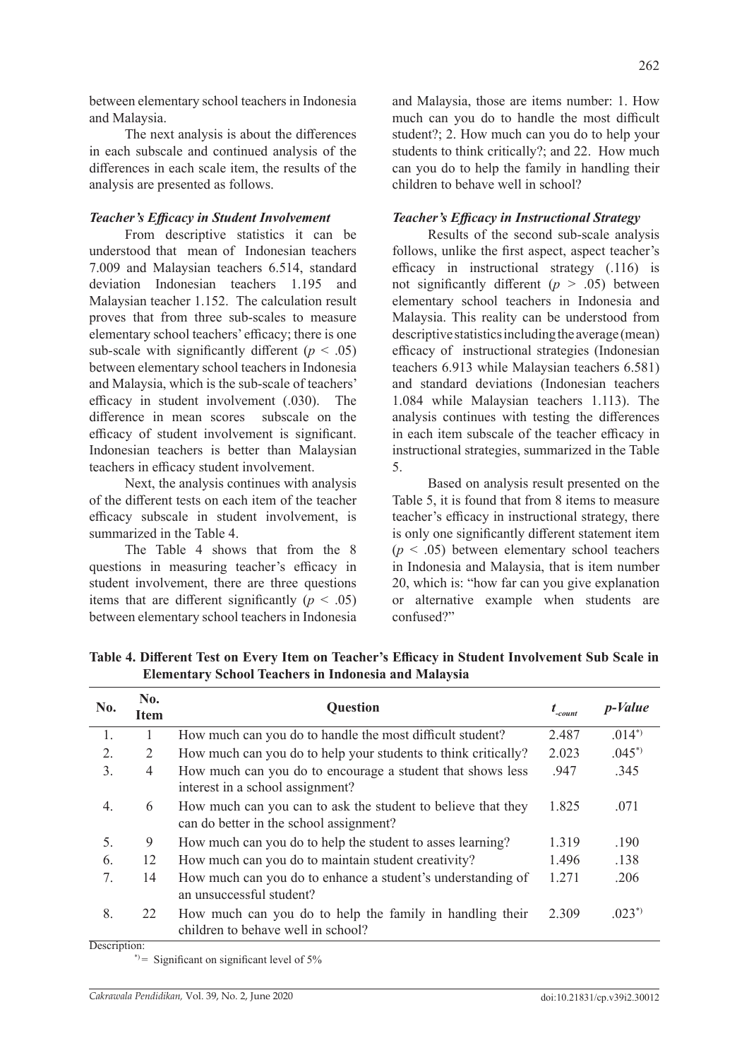between elementary school teachers in Indonesia and Malaysia.

The next analysis is about the differences in each subscale and continued analysis of the differences in each scale item, the results of the analysis are presented as follows.

### *Teacher's Efficacy in Student Involvement*

From descriptive statistics it can be understood that mean of Indonesian teachers 7.009 and Malaysian teachers 6.514, standard deviation Indonesian teachers 1.195 and Malaysian teacher 1.152. The calculation result proves that from three sub-scales to measure elementary school teachers' efficacy; there is one sub-scale with significantly different ($p < .05$) between elementary school teachers in Indonesia and Malaysia, which is the sub-scale of teachers' efficacy in student involvement (.030). The difference in mean scores subscale on the efficacy of student involvement is significant. Indonesian teachers is better than Malaysian teachers in efficacy student involvement.

Next, the analysis continues with analysis of the different tests on each item of the teacher efficacy subscale in student involvement, is summarized in the Table 4.

The Table 4 shows that from the 8 questions in measuring teacher's efficacy in student involvement, there are three questions items that are different significantly ($p < .05$) between elementary school teachers in Indonesia and Malaysia, those are items number: 1. How much can you do to handle the most difficult student?; 2. How much can you do to help your students to think critically?; and 22. How much can you do to help the family in handling their children to behave well in school?

### *Teacher's Efficacy in Instructional Strategy*

Results of the second sub-scale analysis follows, unlike the first aspect, aspect teacher's efficacy in instructional strategy (.116) is not significantly different ($p > .05$) between elementary school teachers in Indonesia and Malaysia. This reality can be understood from descriptive statistics including the average (mean) efficacy of instructional strategies (Indonesian teachers 6.913 while Malaysian teachers 6.581) and standard deviations (Indonesian teachers 1.084 while Malaysian teachers 1.113). The analysis continues with testing the differences in each item subscale of the teacher efficacy in instructional strategies, summarized in the Table 5.

Based on analysis result presented on the Table 5, it is found that from 8 items to measure teacher's efficacy in instructional strategy, there is only one significantly different statement item ($p < .05$) between elementary school teachers in Indonesia and Malaysia, that is item number 20, which is: "how far can you give explanation or alternative example when students are confused?"

**Table 4. Different Test on Every Item on Teacher's Efficacy in Student Involvement Sub Scale in Elementary School Teachers in Indonesia and Malaysia**

| No. | No. Item | Question | $t_{-count}$ | *p-Value* |
|---|---|---|---|---|
| 1. | 1 | How much can you do to handle the most difficult student? | 2.487 | .014*) |
| 2. | 2 | How much can you do to help your students to think critically? | 2.023 | .045*) |
| 3. | 4 | How much can you do to encourage a student that shows less interest in a school assignment? | .947 | .345 |
| 4. | 6 | How much can you can to ask the student to believe that they can do better in the school assignment? | 1.825 | .071 |
| 5. | 9 | How much can you do to help the student to asses learning? | 1.319 | .190 |
| 6. | 12 | How much can you do to maintain student creativity? | 1.496 | .138 |
| 7. | 14 | How much can you do to enhance a student's understanding of an unsuccessful student? | 1.271 | .206 |
| 8. | 22 | How much can you do to help the family in handling their children to behave well in school? | 2.309 | .023*) |

Description:

*) = Significant on significant level of 5%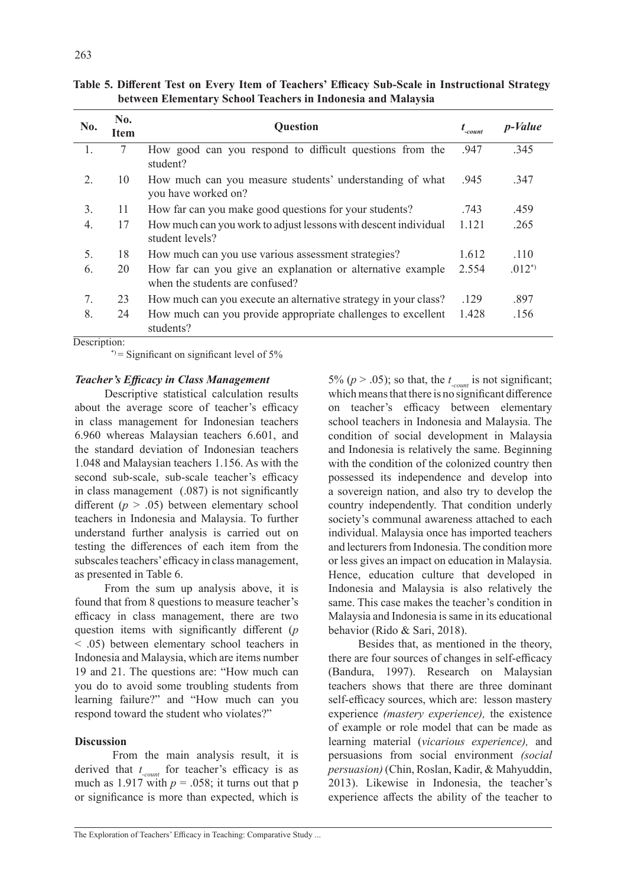**Table 5. Different Test on Every Item of Teachers' Efficacy Sub-Scale in Instructional Strategy between Elementary School Teachers in Indonesia and Malaysia**

| No. | No. Item | Question | $t_{-count}$ | *p-Value* |
|---|---|---|---|---|
| 1. | 7 | How good can you respond to difficult questions from the student? | .947 | .345 |
| 2. | 10 | How much can you measure students' understanding of what you have worked on? | .945 | .347 |
| 3. | 11 | How far can you make good questions for your students? | .743 | .459 |
| 4. | 17 | How much can you work to adjust lessons with descent individual student levels? | 1.121 | .265 |
| 5. | 18 | How much can you use various assessment strategies? | 1.612 | .110 |
| 6. | 20 | How far can you give an explanation or alternative example when the students are confused? | 2.554 | .012*) |
| 7. | 23 | How much can you execute an alternative strategy in your class? | .129 | .897 |
| 8. | 24 | How much can you provide appropriate challenges to excellent students? | 1.428 | .156 |

Description:

*) = Significant on significant level of 5%

***Teacher's Efficacy in Class Management***

Descriptive statistical calculation results about the average score of teacher's efficacy in class management for Indonesian teachers 6.960 whereas Malaysian teachers 6.601, and the standard deviation of Indonesian teachers 1.048 and Malaysian teachers 1.156. As with the second sub-scale, sub-scale teacher's efficacy in class management (.087) is not significantly different ($p > .05$) between elementary school teachers in Indonesia and Malaysia. To further understand further analysis is carried out on testing the differences of each item from the subscales teachers' efficacy in class management, as presented in Table 6.

From the sum up analysis above, it is found that from 8 questions to measure teacher's efficacy in class management, there are two question items with significantly different ($p < .05$) between elementary school teachers in Indonesia and Malaysia, which are items number 19 and 21. The questions are: "How much can you do to avoid some troubling students from learning failure?" and "How much can you respond toward the student who violates?"

**Discussion**

From the main analysis result, it is derived that $t_{-count}$ for teacher's efficacy is as much as 1.917 with $p = .058$; it turns out that p or significance is more than expected, which is 5% ($p > .05$); so that, the $t_{-count}$ is not significant; which means that there is no significant difference on teacher's efficacy between elementary school teachers in Indonesia and Malaysia. The condition of social development in Malaysia and Indonesia is relatively the same. Beginning with the condition of the colonized country then possessed its independence and develop into a sovereign nation, and also try to develop the country independently. That condition underly society's communal awareness attached to each individual. Malaysia once has imported teachers and lecturers from Indonesia. The condition more or less gives an impact on education in Malaysia. Hence, education culture that developed in Indonesia and Malaysia is also relatively the same. This case makes the teacher's condition in Malaysia and Indonesia is same in its educational behavior (Rido & Sari, 2018).

Besides that, as mentioned in the theory, there are four sources of changes in self-efficacy (Bandura, 1997). Research on Malaysian teachers shows that there are three dominant self-efficacy sources, which are: lesson mastery experience *(mastery experience),* the existence of example or role model that can be made as learning material (*vicarious experience),* and persuasions from social environment *(social persuasion)* (Chin, Roslan, Kadir, & Mahyuddin, 2013). Likewise in Indonesia, the teacher's experience affects the ability of the teacher to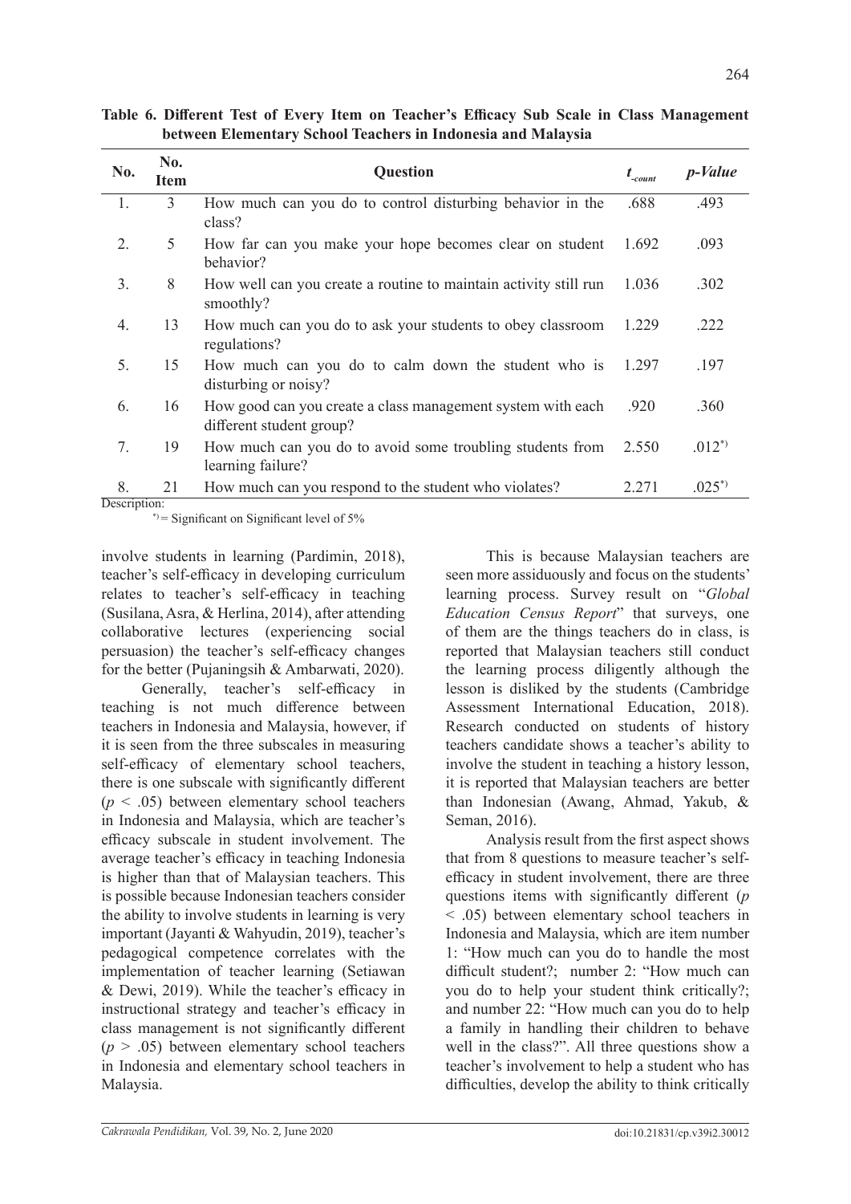**Table 6. Different Test of Every Item on Teacher's Efficacy Sub Scale in Class Management between Elementary School Teachers in Indonesia and Malaysia**

| No. | No. Item | Question | $t_{-count}$ | *p-Value* |
|---|---|---|---|---|
| 1. | 3 | How much can you do to control disturbing behavior in the class? | .688 | .493 |
| 2. | 5 | How far can you make your hope becomes clear on student behavior? | 1.692 | .093 |
| 3. | 8 | How well can you create a routine to maintain activity still run smoothly? | 1.036 | .302 |
| 4. | 13 | How much can you do to ask your students to obey classroom regulations? | 1.229 | .222 |
| 5. | 15 | How much can you do to calm down the student who is disturbing or noisy? | 1.297 | .197 |
| 6. | 16 | How good can you create a class management system with each different student group? | .920 | .360 |
| 7. | 19 | How much can you do to avoid some troubling students from learning failure? | 2.550 | .012*) |
| 8. | 21 | How much can you respond to the student who violates? | 2.271 | .025*) |

Description:

*) = Significant on Significant level of 5%

involve students in learning (Pardimin, 2018), teacher's self-efficacy in developing curriculum relates to teacher's self-efficacy in teaching (Susilana, Asra, & Herlina, 2014), after attending collaborative lectures (experiencing social persuasion) the teacher's self-efficacy changes for the better (Pujaningsih & Ambarwati, 2020).

Generally, teacher's self-efficacy in teaching is not much difference between teachers in Indonesia and Malaysia, however, if it is seen from the three subscales in measuring self-efficacy of elementary school teachers, there is one subscale with significantly different ($p < .05$) between elementary school teachers in Indonesia and Malaysia, which are teacher's efficacy subscale in student involvement. The average teacher's efficacy in teaching Indonesia is higher than that of Malaysian teachers. This is possible because Indonesian teachers consider the ability to involve students in learning is very important (Jayanti & Wahyudin, 2019), teacher's pedagogical competence correlates with the implementation of teacher learning (Setiawan & Dewi, 2019). While the teacher's efficacy in instructional strategy and teacher's efficacy in class management is not significantly different ($p > .05$) between elementary school teachers in Indonesia and elementary school teachers in Malaysia.

This is because Malaysian teachers are seen more assiduously and focus on the students' learning process. Survey result on "*Global Education Census Report*" that surveys, one of them are the things teachers do in class, is reported that Malaysian teachers still conduct the learning process diligently although the lesson is disliked by the students (Cambridge Assessment International Education, 2018). Research conducted on students of history teachers candidate shows a teacher's ability to involve the student in teaching a history lesson, it is reported that Malaysian teachers are better than Indonesian (Awang, Ahmad, Yakub, & Seman, 2016).

Analysis result from the first aspect shows that from 8 questions to measure teacher's self-efficacy in student involvement, there are three questions items with significantly different ($p < .05$) between elementary school teachers in Indonesia and Malaysia, which are item number 1: "How much can you do to handle the most difficult student?; number 2: "How much can you do to help your student think critically?; and number 22: "How much can you do to help a family in handling their children to behave well in the class?". All three questions show a teacher's involvement to help a student who has difficulties, develop the ability to think critically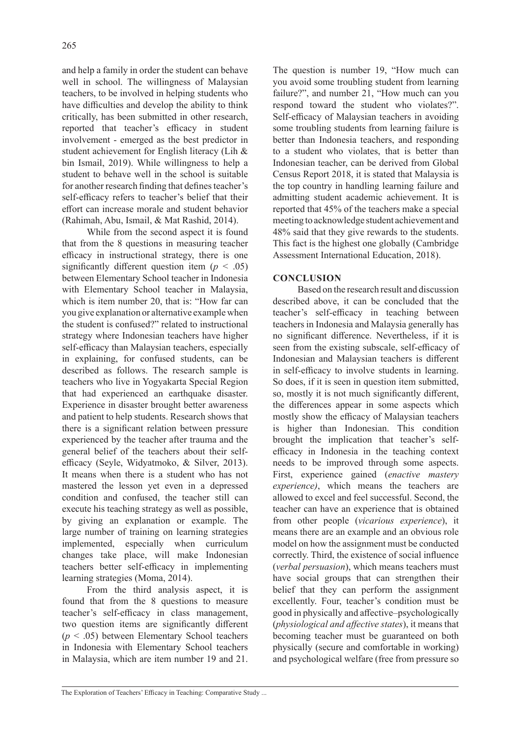and help a family in order the student can behave well in school. The willingness of Malaysian teachers, to be involved in helping students who have difficulties and develop the ability to think critically, has been submitted in other research, reported that teacher's efficacy in student involvement - emerged as the best predictor in student achievement for English literacy (Lih & bin Ismail, 2019). While willingness to help a student to behave well in the school is suitable for another research finding that defines teacher's self-efficacy refers to teacher's belief that their effort can increase morale and student behavior (Rahimah, Abu, Ismail, & Mat Rashid, 2014).

While from the second aspect it is found that from the 8 questions in measuring teacher efficacy in instructional strategy, there is one significantly different question item ($p < .05$) between Elementary School teacher in Indonesia with Elementary School teacher in Malaysia, which is item number 20, that is: "How far can you give explanation or alternative example when the student is confused?" related to instructional strategy where Indonesian teachers have higher self-efficacy than Malaysian teachers, especially in explaining, for confused students, can be described as follows. The research sample is teachers who live in Yogyakarta Special Region that had experienced an earthquake disaster. Experience in disaster brought better awareness and patient to help students. Research shows that there is a significant relation between pressure experienced by the teacher after trauma and the general belief of the teachers about their self-efficacy (Seyle, Widyatmoko, & Silver, 2013). It means when there is a student who has not mastered the lesson yet even in a depressed condition and confused, the teacher still can execute his teaching strategy as well as possible, by giving an explanation or example. The large number of training on learning strategies implemented, especially when curriculum changes take place, will make Indonesian teachers better self-efficacy in implementing learning strategies (Moma, 2014).

From the third analysis aspect, it is found that from the 8 questions to measure teacher's self-efficacy in class management, two question items are significantly different ($p < .05$) between Elementary School teachers in Indonesia with Elementary School teachers in Malaysia, which are item number 19 and 21. The question is number 19, "How much can you avoid some troubling student from learning failure?", and number 21, "How much can you respond toward the student who violates?". Self-efficacy of Malaysian teachers in avoiding some troubling students from learning failure is better than Indonesia teachers, and responding to a student who violates, that is better than Indonesian teacher, can be derived from Global Census Report 2018, it is stated that Malaysia is the top country in handling learning failure and admitting student academic achievement. It is reported that 45% of the teachers make a special meeting to acknowledge student achievement and 48% said that they give rewards to the students. This fact is the highest one globally (Cambridge Assessment International Education, 2018).

## CONCLUSION

Based on the research result and discussion described above, it can be concluded that the teacher's self-efficacy in teaching between teachers in Indonesia and Malaysia generally has no significant difference. Nevertheless, if it is seen from the existing subscale, self-efficacy of Indonesian and Malaysian teachers is different in self-efficacy to involve students in learning. So does, if it is seen in question item submitted, so, mostly it is not much significantly different, the differences appear in some aspects which mostly show the efficacy of Malaysian teachers is higher than Indonesian. This condition brought the implication that teacher's self-efficacy in Indonesia in the teaching context needs to be improved through some aspects. First, experience gained (*enactive mastery experience)*, which means the teachers are allowed to excel and feel successful. Second, the teacher can have an experience that is obtained from other people (*vicarious experience*), it means there are an example and an obvious role model on how the assignment must be conducted correctly. Third, the existence of social influence (*verbal persuasion*), which means teachers must have social groups that can strengthen their belief that they can perform the assignment excellently. Four, teacher's condition must be good in physically and affective–psychologically (*physiological and affective states*), it means that becoming teacher must be guaranteed on both physically (secure and comfortable in working) and psychological welfare (free from pressure so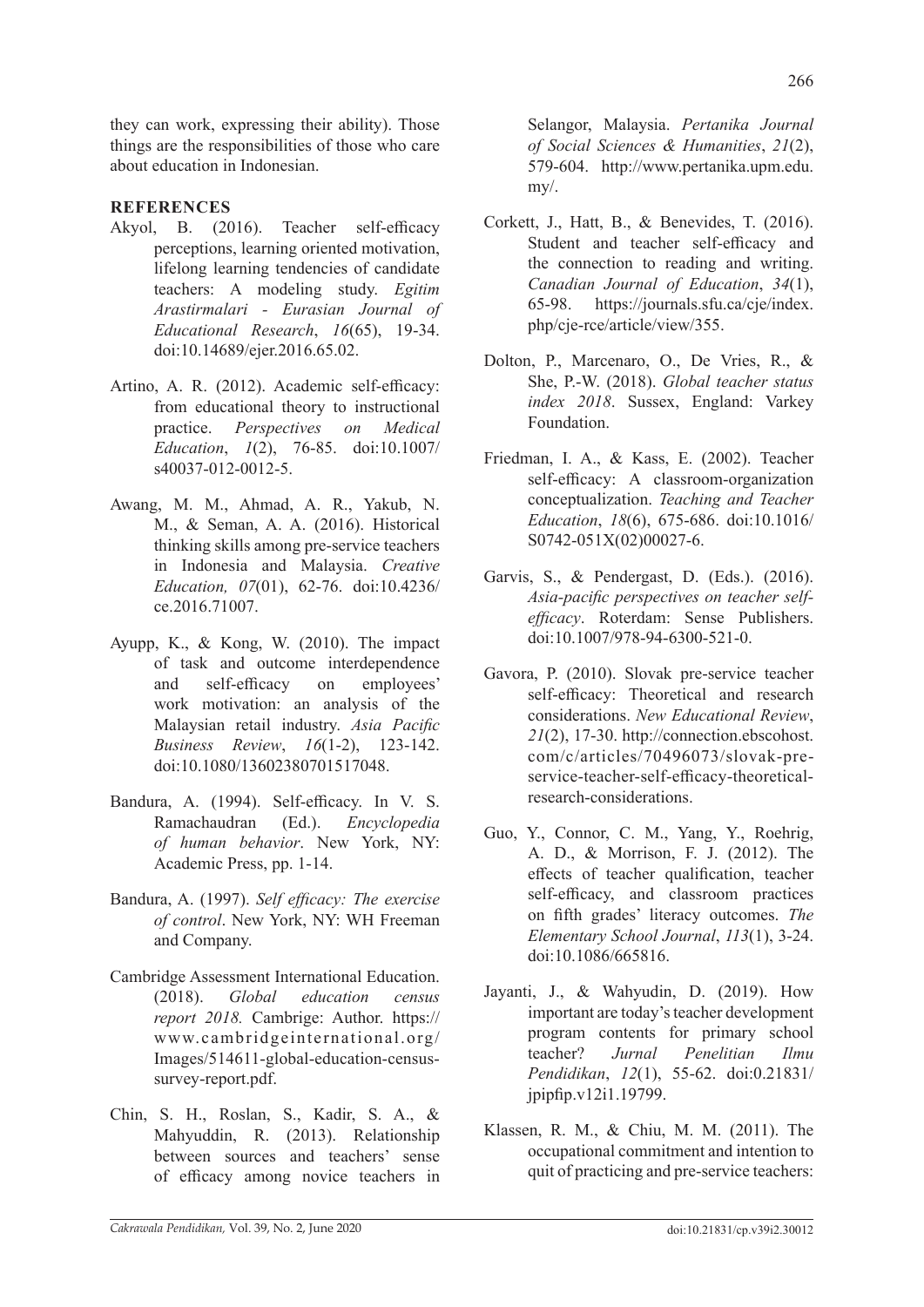they can work, expressing their ability). Those things are the responsibilities of those who care about education in Indonesian.

## REFERENCES

Akyol, B. (2016). Teacher self-efficacy perceptions, learning oriented motivation, lifelong learning tendencies of candidate teachers: A modeling study. *Egitim Arastirmalari - Eurasian Journal of Educational Research*, *16*(65), 19-34. doi:10.14689/ejer.2016.65.02.

Artino, A. R. (2012). Academic self-efficacy: from educational theory to instructional practice. *Perspectives on Medical Education*, *1*(2), 76-85. doi:10.1007/s40037-012-0012-5.

Awang, M. M., Ahmad, A. R., Yakub, N. M., & Seman, A. A. (2016). Historical thinking skills among pre-service teachers in Indonesia and Malaysia. *Creative Education, 07*(01), 62-76. doi:10.4236/ce.2016.71007.

Ayupp, K., & Kong, W. (2010). The impact of task and outcome interdependence and self-efficacy on employees' work motivation: an analysis of the Malaysian retail industry. *Asia Pacific Business Review*, *16*(1-2), 123-142. doi:10.1080/13602380701517048.

Bandura, A. (1994). Self-efficacy. In V. S. Ramachaudran (Ed.). *Encyclopedia of human behavior*. New York, NY: Academic Press, pp. 1-14.

Bandura, A. (1997). *Self efficacy: The exercise of control*. New York, NY: WH Freeman and Company.

Cambridge Assessment International Education. (2018). *Global education census report 2018.* Cambrige: Author. https://www.cambridgeinternational.org/Images/514611-global-education-census-survey-report.pdf.

Chin, S. H., Roslan, S., Kadir, S. A., & Mahyuddin, R. (2013). Relationship between sources and teachers' sense of efficacy among novice teachers in Selangor, Malaysia. *Pertanika Journal of Social Sciences & Humanities*, *21*(2), 579-604. http://www.pertanika.upm.edu.my/.

Corkett, J., Hatt, B., & Benevides, T. (2016). Student and teacher self-efficacy and the connection to reading and writing. *Canadian Journal of Education*, *34*(1), 65-98. https://journals.sfu.ca/cje/index.php/cje-rce/article/view/355.

Dolton, P., Marcenaro, O., De Vries, R., & She, P.-W. (2018). *Global teacher status index 2018*. Sussex, England: Varkey Foundation.

Friedman, I. A., & Kass, E. (2002). Teacher self-efficacy: A classroom-organization conceptualization. *Teaching and Teacher Education*, *18*(6), 675-686. doi:10.1016/S0742-051X(02)00027-6.

Garvis, S., & Pendergast, D. (Eds.). (2016). *Asia-pacific perspectives on teacher self-efficacy*. Roterdam: Sense Publishers. doi:10.1007/978-94-6300-521-0.

Gavora, P. (2010). Slovak pre-service teacher self-efficacy: Theoretical and research considerations. *New Educational Review*, *21*(2), 17-30. http://connection.ebscohost.com/c/articles/70496073/slovak-pre-service-teacher-self-efficacy-theoretical-research-considerations.

Guo, Y., Connor, C. M., Yang, Y., Roehrig, A. D., & Morrison, F. J. (2012). The effects of teacher qualification, teacher self-efficacy, and classroom practices on fifth grades' literacy outcomes. *The Elementary School Journal*, *113*(1), 3-24. doi:10.1086/665816.

Jayanti, J., & Wahyudin, D. (2019). How important are today's teacher development program contents for primary school teacher? *Jurnal Penelitian Ilmu Pendidikan*, *12*(1), 55-62. doi:0.21831/jpipfip.v12i1.19799.

Klassen, R. M., & Chiu, M. M. (2011). The occupational commitment and intention to quit of practicing and pre-service teachers: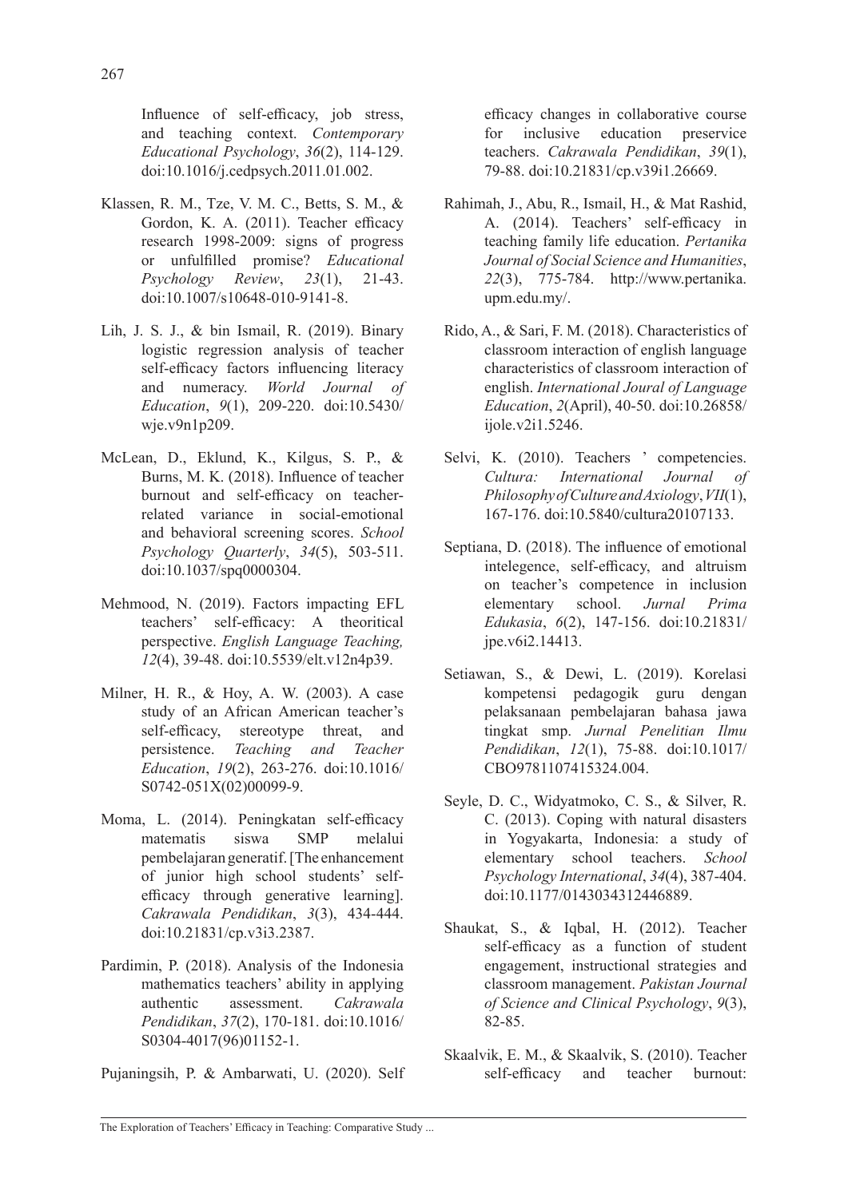Influence of self-efficacy, job stress, and teaching context. *Contemporary Educational Psychology*, *36*(2), 114-129. doi:10.1016/j.cedpsych.2011.01.002.

Klassen, R. M., Tze, V. M. C., Betts, S. M., & Gordon, K. A. (2011). Teacher efficacy research 1998-2009: signs of progress or unfulfilled promise? *Educational Psychology Review*, *23*(1), 21-43. doi:10.1007/s10648-010-9141-8.

Lih, J. S. J., & bin Ismail, R. (2019). Binary logistic regression analysis of teacher self-efficacy factors influencing literacy and numeracy. *World Journal of Education*, *9*(1), 209-220. doi:10.5430/wje.v9n1p209.

McLean, D., Eklund, K., Kilgus, S. P., & Burns, M. K. (2018). Influence of teacher burnout and self-efficacy on teacher-related variance in social-emotional and behavioral screening scores. *School Psychology Quarterly*, *34*(5), 503-511. doi:10.1037/spq0000304.

Mehmood, N. (2019). Factors impacting EFL teachers' self-efficacy: A theoritical perspective. *English Language Teaching, 12*(4), 39-48. doi:10.5539/elt.v12n4p39.

Milner, H. R., & Hoy, A. W. (2003). A case study of an African American teacher's self-efficacy, stereotype threat, and persistence. *Teaching and Teacher Education*, *19*(2), 263-276. doi:10.1016/S0742-051X(02)00099-9.

Moma, L. (2014). Peningkatan self-efficacy matematis siswa SMP melalui pembelajaran generatif. [The enhancement of junior high school students' self-efficacy through generative learning]. *Cakrawala Pendidikan*, *3*(3), 434-444. doi:10.21831/cp.v3i3.2387.

Pardimin, P. (2018). Analysis of the Indonesia mathematics teachers' ability in applying authentic assessment. *Cakrawala Pendidikan*, *37*(2), 170-181. doi:10.1016/S0304-4017(96)01152-1.

Pujaningsih, P. & Ambarwati, U. (2020). Self efficacy changes in collaborative course for inclusive education preservice teachers. *Cakrawala Pendidikan*, *39*(1), 79-88. doi:10.21831/cp.v39i1.26669.

Rahimah, J., Abu, R., Ismail, H., & Mat Rashid, A. (2014). Teachers' self-efficacy in teaching family life education. *Pertanika Journal of Social Science and Humanities*, *22*(3), 775-784. http://www.pertanika.upm.edu.my/.

Rido, A., & Sari, F. M. (2018). Characteristics of classroom interaction of english language characteristics of classroom interaction of english. *International Joural of Language Education*, *2*(April), 40-50. doi:10.26858/ijole.v2i1.5246.

Selvi, K. (2010). Teachers ' competencies. *Cultura: International Journal of Philosophy of Culture and Axiology*, *VII*(1), 167-176. doi:10.5840/cultura20107133.

Septiana, D. (2018). The influence of emotional intelegence, self-efficacy, and altruism on teacher's competence in inclusion elementary school. *Jurnal Prima Edukasia*, *6*(2), 147-156. doi:10.21831/jpe.v6i2.14413.

Setiawan, S., & Dewi, L. (2019). Korelasi kompetensi pedagogik guru dengan pelaksanaan pembelajaran bahasa jawa tingkat smp. *Jurnal Penelitian Ilmu Pendidikan*, *12*(1), 75-88. doi:10.1017/CBO9781107415324.004.

Seyle, D. C., Widyatmoko, C. S., & Silver, R. C. (2013). Coping with natural disasters in Yogyakarta, Indonesia: a study of elementary school teachers. *School Psychology International*, *34*(4), 387-404. doi:10.1177/0143034312446889.

Shaukat, S., & Iqbal, H. (2012). Teacher self-efficacy as a function of student engagement, instructional strategies and classroom management. *Pakistan Journal of Science and Clinical Psychology*, *9*(3), 82-85.

Skaalvik, E. M., & Skaalvik, S. (2010). Teacher self-efficacy and teacher burnout: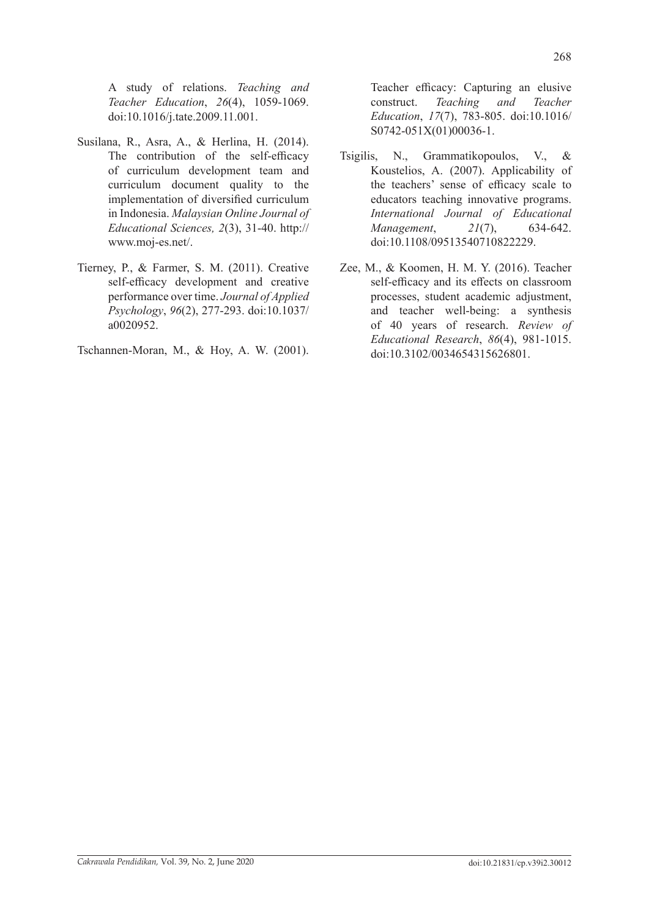A study of relations. *Teaching and Teacher Education*, *26*(4), 1059-1069. doi:10.1016/j.tate.2009.11.001.

Susilana, R., Asra, A., & Herlina, H. (2014). The contribution of the self-efficacy of curriculum development team and curriculum document quality to the implementation of diversified curriculum in Indonesia. *Malaysian Online Journal of Educational Sciences, 2*(3), 31-40. http://www.moj-es.net/.

Tierney, P., & Farmer, S. M. (2011). Creative self-efficacy development and creative performance over time. *Journal of Applied Psychology*, *96*(2), 277-293. doi:10.1037/a0020952.

Tschannen-Moran, M., & Hoy, A. W. (2001). Teacher efficacy: Capturing an elusive construct. *Teaching and Teacher Education*, *17*(7), 783-805. doi:10.1016/S0742-051X(01)00036-1.

Tsigilis, N., Grammatikopoulos, V., & Koustelios, A. (2007). Applicability of the teachers' sense of efficacy scale to educators teaching innovative programs. *International Journal of Educational Management*, *21*(7), 634-642. doi:10.1108/09513540710822229.

Zee, M., & Koomen, H. M. Y. (2016). Teacher self-efficacy and its effects on classroom processes, student academic adjustment, and teacher well-being: a synthesis of 40 years of research. *Review of Educational Research*, *86*(4), 981-1015. doi:10.3102/0034654315626801.